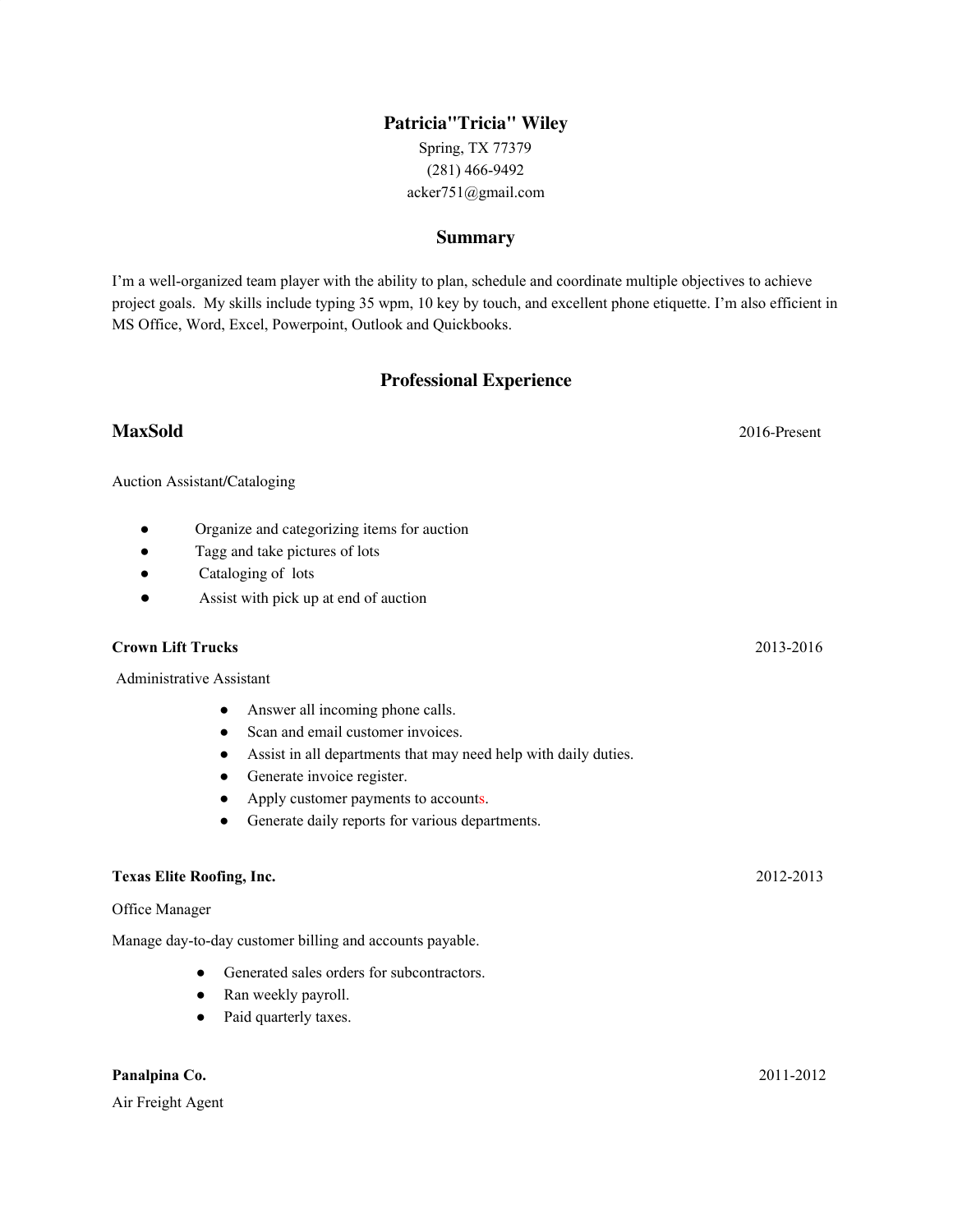# Patricia"Tricia" Wiley

Spring, TX 77379
(281) 466-9492
acker751@gmail.com

## Summary

I'm a well-organized team player with the ability to plan, schedule and coordinate multiple objectives to achieve project goals. My skills include typing 35 wpm, 10 key by touch, and excellent phone etiquette. I'm also efficient in MS Office, Word, Excel, Powerpoint, Outlook and Quickbooks.

## Professional Experience

### MaxSold 2016-Present

Auction Assistant/Cataloging

- Organize and categorizing items for auction
- Tagg and take pictures of lots
- Cataloging of lots
- Assist with pick up at end of auction

**Crown Lift Trucks** 2013-2016

Administrative Assistant

- Answer all incoming phone calls.
- Scan and email customer invoices.
- Assist in all departments that may need help with daily duties.
- Generate invoice register.
- Apply customer payments to accounts.
- Generate daily reports for various departments.

**Texas Elite Roofing, Inc.** 2012-2013

Office Manager

Manage day-to-day customer billing and accounts payable.

- Generated sales orders for subcontractors.
- Ran weekly payroll.
- Paid quarterly taxes.

**Panalpina Co.** 2011-2012

Air Freight Agent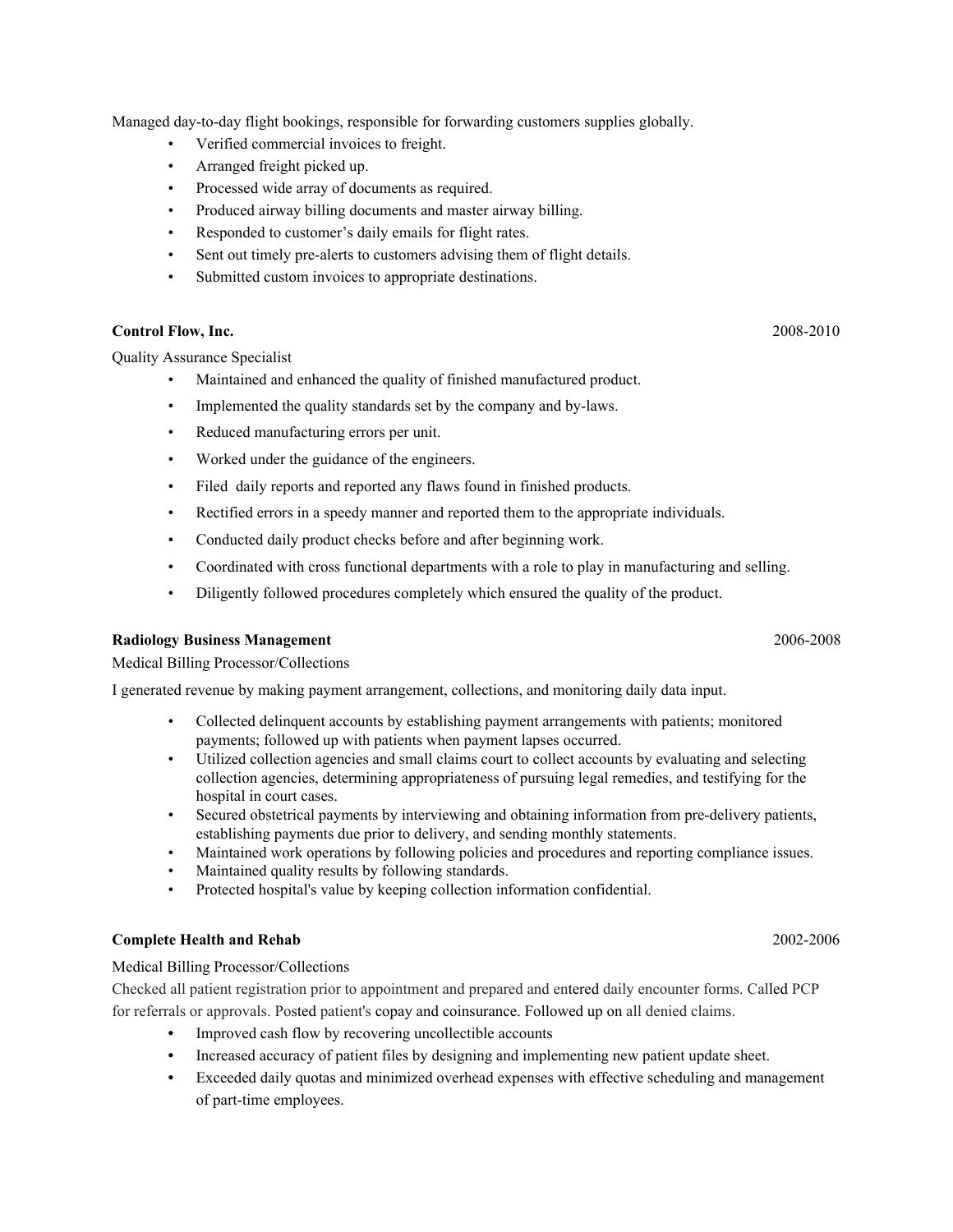Managed day-to-day flight bookings, responsible for forwarding customers supplies globally.

- Verified commercial invoices to freight.
- Arranged freight picked up.
- Processed wide array of documents as required.
- Produced airway billing documents and master airway billing.
- Responded to customer's daily emails for flight rates.
- Sent out timely pre-alerts to customers advising them of flight details.
- Submitted custom invoices to appropriate destinations.

**Control Flow, Inc.** 2008-2010

Quality Assurance Specialist

- Maintained and enhanced the quality of finished manufactured product.
- Implemented the quality standards set by the company and by-laws.
- Reduced manufacturing errors per unit.
- Worked under the guidance of the engineers.
- Filed daily reports and reported any flaws found in finished products.
- Rectified errors in a speedy manner and reported them to the appropriate individuals.
- Conducted daily product checks before and after beginning work.
- Coordinated with cross functional departments with a role to play in manufacturing and selling.
- Diligently followed procedures completely which ensured the quality of the product.

**Radiology Business Management** 2006-2008

Medical Billing Processor/Collections

I generated revenue by making payment arrangement, collections, and monitoring daily data input.

- Collected delinquent accounts by establishing payment arrangements with patients; monitored payments; followed up with patients when payment lapses occurred.
- Utilized collection agencies and small claims court to collect accounts by evaluating and selecting collection agencies, determining appropriateness of pursuing legal remedies, and testifying for the hospital in court cases.
- Secured obstetrical payments by interviewing and obtaining information from pre-delivery patients, establishing payments due prior to delivery, and sending monthly statements.
- Maintained work operations by following policies and procedures and reporting compliance issues.
- Maintained quality results by following standards.
- Protected hospital's value by keeping collection information confidential.

**Complete Health and Rehab** 2002-2006

Medical Billing Processor/Collections

Checked all patient registration prior to appointment and prepared and entered daily encounter forms. Called PCP for referrals or approvals. Posted patient's copay and coinsurance. Followed up on all denied claims.

- Improved cash flow by recovering uncollectible accounts
- Increased accuracy of patient files by designing and implementing new patient update sheet.
- Exceeded daily quotas and minimized overhead expenses with effective scheduling and management of part-time employees.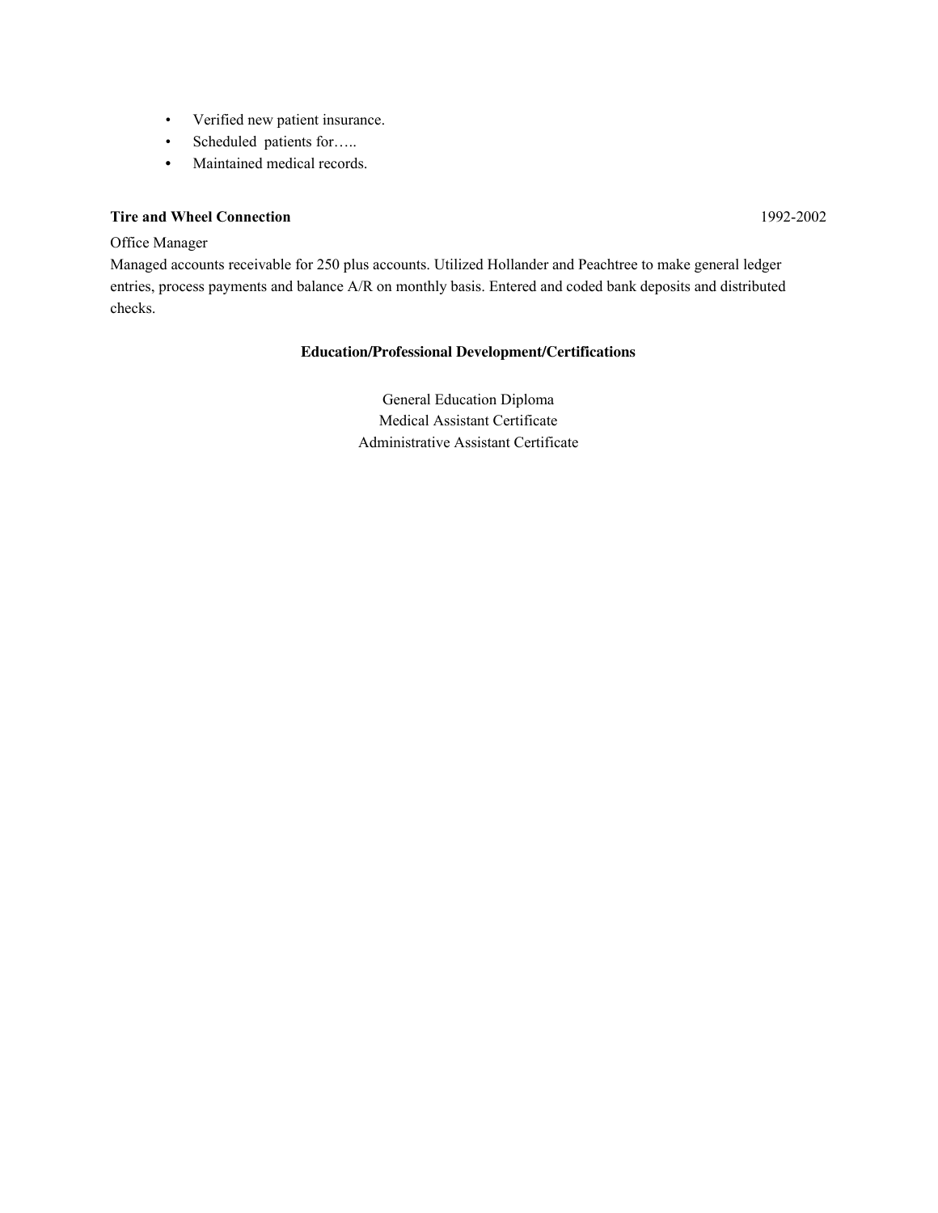- Verified new patient insurance.
- Scheduled  patients for…..
- Maintained medical records.

**Tire and Wheel Connection** 1992-2002

Office Manager

Managed accounts receivable for 250 plus accounts. Utilized Hollander and Peachtree to make general ledger entries, process payments and balance A/R on monthly basis. Entered and coded bank deposits and distributed checks.

**Education/Professional Development/Certifications**

General Education Diploma

Medical Assistant Certificate

Administrative Assistant Certificate